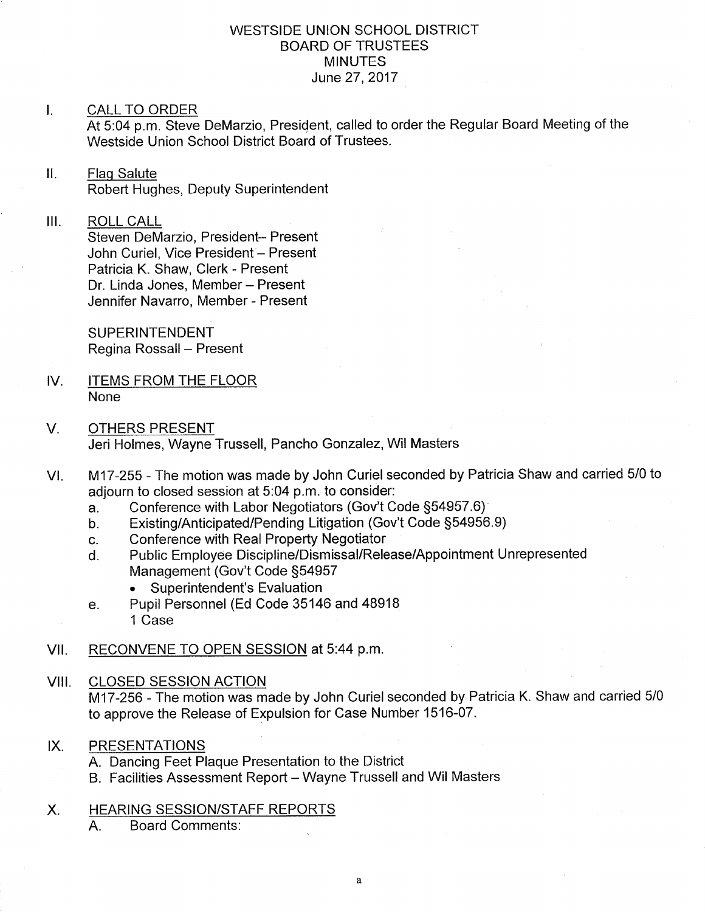# WESTSIDE UNION SCHOOL DISTRICT
## BOARD OF TRUSTEES
## MINUTES
### June 27, 2017

I. CALL TO ORDER

At 5:04 p.m. Steve DeMarzio, President, called to order the Regular Board Meeting of the Westside Union School District Board of Trustees.

II. Flag Salute

Robert Hughes, Deputy Superintendent

III. ROLL CALL

Steven DeMarzio, President– Present
John Curiel, Vice President – Present
Patricia K. Shaw, Clerk - Present
Dr. Linda Jones, Member – Present
Jennifer Navarro, Member - Present

SUPERINTENDENT
Regina Rossall – Present

IV. ITEMS FROM THE FLOOR

None

V. OTHERS PRESENT

Jeri Holmes, Wayne Trussell, Pancho Gonzalez, Wil Masters

VI. M17-255 - The motion was made by John Curiel seconded by Patricia Shaw and carried 5/0 to adjourn to closed session at 5:04 p.m. to consider:

a. Conference with Labor Negotiators (Gov't Code §54957.6)
b. Existing/Anticipated/Pending Litigation (Gov't Code §54956.9)
c. Conference with Real Property Negotiator
d. Public Employee Discipline/Dismissal/Release/Appointment Unrepresented Management (Gov't Code §54957
   - Superintendent's Evaluation
e. Pupil Personnel (Ed Code 35146 and 48918
   1 Case

VII. RECONVENE TO OPEN SESSION at 5:44 p.m.

VIII. CLOSED SESSION ACTION

M17-256 - The motion was made by John Curiel seconded by Patricia K. Shaw and carried 5/0 to approve the Release of Expulsion for Case Number 1516-07.

IX. PRESENTATIONS

A. Dancing Feet Plaque Presentation to the District
B. Facilities Assessment Report – Wayne Trussell and Wil Masters

X. HEARING SESSION/STAFF REPORTS

A. Board Comments: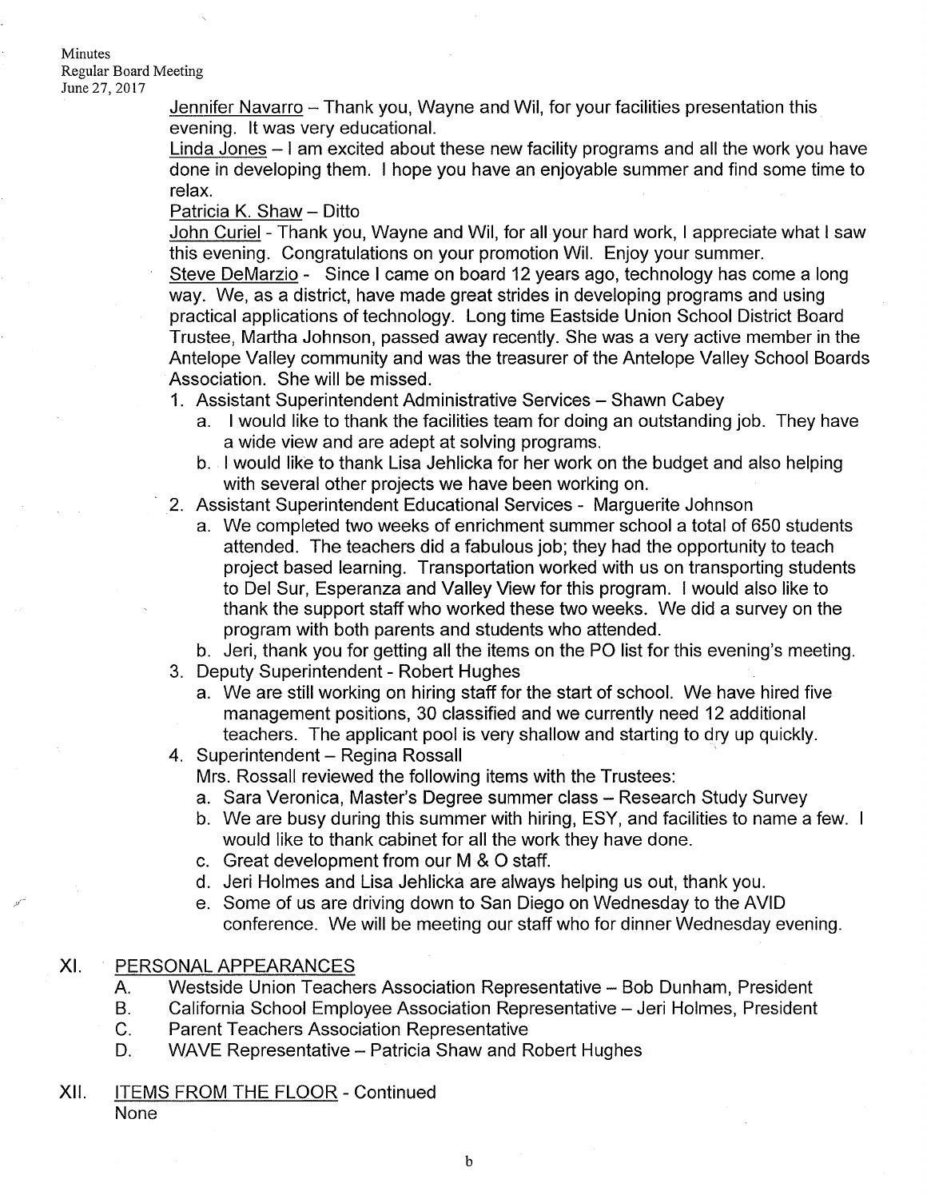Jennifer Navarro – Thank you, Wayne and Wil, for your facilities presentation this evening. It was very educational.

Linda Jones – I am excited about these new facility programs and all the work you have done in developing them. I hope you have an enjoyable summer and find some time to relax.

Patricia K. Shaw – Ditto

John Curiel - Thank you, Wayne and Wil, for all your hard work, I appreciate what I saw this evening. Congratulations on your promotion Wil. Enjoy your summer.

Steve DeMarzio - Since I came on board 12 years ago, technology has come a long way. We, as a district, have made great strides in developing programs and using practical applications of technology. Long time Eastside Union School District Board Trustee, Martha Johnson, passed away recently. She was a very active member in the Antelope Valley community and was the treasurer of the Antelope Valley School Boards Association. She will be missed.

1. Assistant Superintendent Administrative Services – Shawn Cabey
   a. I would like to thank the facilities team for doing an outstanding job. They have a wide view and are adept at solving programs.
   b. I would like to thank Lisa Jehlicka for her work on the budget and also helping with several other projects we have been working on.
2. Assistant Superintendent Educational Services - Marguerite Johnson
   a. We completed two weeks of enrichment summer school a total of 650 students attended. The teachers did a fabulous job; they had the opportunity to teach project based learning. Transportation worked with us on transporting students to Del Sur, Esperanza and Valley View for this program. I would also like to thank the support staff who worked these two weeks. We did a survey on the program with both parents and students who attended.
   b. Jeri, thank you for getting all the items on the PO list for this evening's meeting.
3. Deputy Superintendent - Robert Hughes
   a. We are still working on hiring staff for the start of school. We have hired five management positions, 30 classified and we currently need 12 additional teachers. The applicant pool is very shallow and starting to dry up quickly.
4. Superintendent – Regina Rossall

   Mrs. Rossall reviewed the following items with the Trustees:
   a. Sara Veronica, Master's Degree summer class – Research Study Survey
   b. We are busy during this summer with hiring, ESY, and facilities to name a few. I would like to thank cabinet for all the work they have done.
   c. Great development from our M & O staff.
   d. Jeri Holmes and Lisa Jehlicka are always helping us out, thank you.
   e. Some of us are driving down to San Diego on Wednesday to the AVID conference. We will be meeting our staff who for dinner Wednesday evening.

## XI. PERSONAL APPEARANCES

A. Westside Union Teachers Association Representative – Bob Dunham, President
B. California School Employee Association Representative – Jeri Holmes, President
C. Parent Teachers Association Representative
D. WAVE Representative – Patricia Shaw and Robert Hughes

## XII. ITEMS FROM THE FLOOR - Continued

None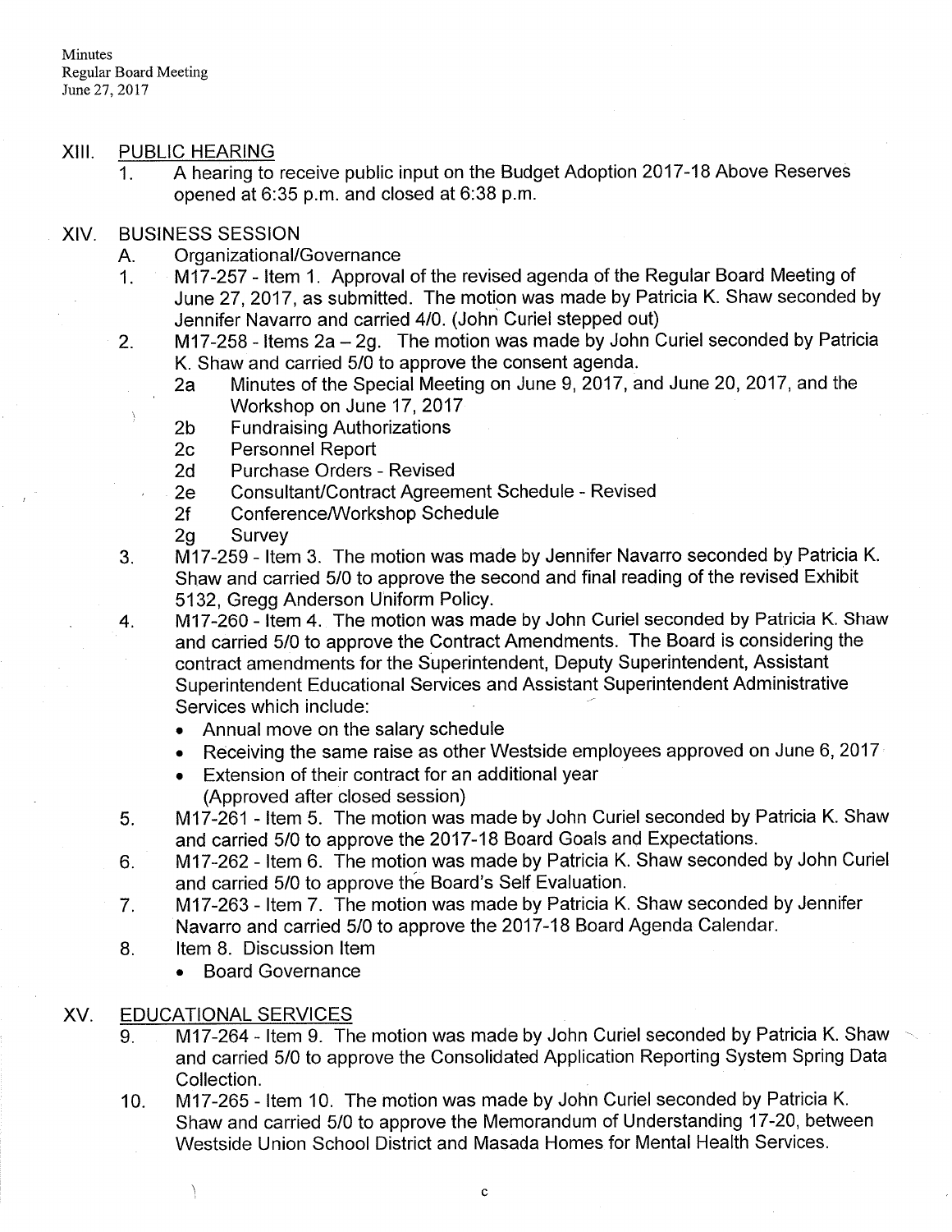## XIII. PUBLIC HEARING

1. A hearing to receive public input on the Budget Adoption 2017-18 Above Reserves opened at 6:35 p.m. and closed at 6:38 p.m.

## XIV. BUSINESS SESSION

A. Organizational/Governance

1. M17-257 - Item 1. Approval of the revised agenda of the Regular Board Meeting of June 27, 2017, as submitted. The motion was made by Patricia K. Shaw seconded by Jennifer Navarro and carried 4/0. (John Curiel stepped out)
2. M17-258 - Items 2a – 2g. The motion was made by John Curiel seconded by Patricia K. Shaw and carried 5/0 to approve the consent agenda.
   - 2a Minutes of the Special Meeting on June 9, 2017, and June 20, 2017, and the Workshop on June 17, 2017
   - 2b Fundraising Authorizations
   - 2c Personnel Report
   - 2d Purchase Orders - Revised
   - 2e Consultant/Contract Agreement Schedule - Revised
   - 2f Conference/Workshop Schedule
   - 2g Survey
3. M17-259 - Item 3. The motion was made by Jennifer Navarro seconded by Patricia K. Shaw and carried 5/0 to approve the second and final reading of the revised Exhibit 5132, Gregg Anderson Uniform Policy.
4. M17-260 - Item 4. The motion was made by John Curiel seconded by Patricia K. Shaw and carried 5/0 to approve the Contract Amendments. The Board is considering the contract amendments for the Superintendent, Deputy Superintendent, Assistant Superintendent Educational Services and Assistant Superintendent Administrative Services which include:
   - Annual move on the salary schedule
   - Receiving the same raise as other Westside employees approved on June 6, 2017
   - Extension of their contract for an additional year
     (Approved after closed session)
5. M17-261 - Item 5. The motion was made by John Curiel seconded by Patricia K. Shaw and carried 5/0 to approve the 2017-18 Board Goals and Expectations.
6. M17-262 - Item 6. The motion was made by Patricia K. Shaw seconded by John Curiel and carried 5/0 to approve the Board's Self Evaluation.
7. M17-263 - Item 7. The motion was made by Patricia K. Shaw seconded by Jennifer Navarro and carried 5/0 to approve the 2017-18 Board Agenda Calendar.
8. Item 8. Discussion Item
   - Board Governance

## XV. EDUCATIONAL SERVICES

9. M17-264 - Item 9. The motion was made by John Curiel seconded by Patricia K. Shaw and carried 5/0 to approve the Consolidated Application Reporting System Spring Data Collection.
10. M17-265 - Item 10. The motion was made by John Curiel seconded by Patricia K. Shaw and carried 5/0 to approve the Memorandum of Understanding 17-20, between Westside Union School District and Masada Homes for Mental Health Services.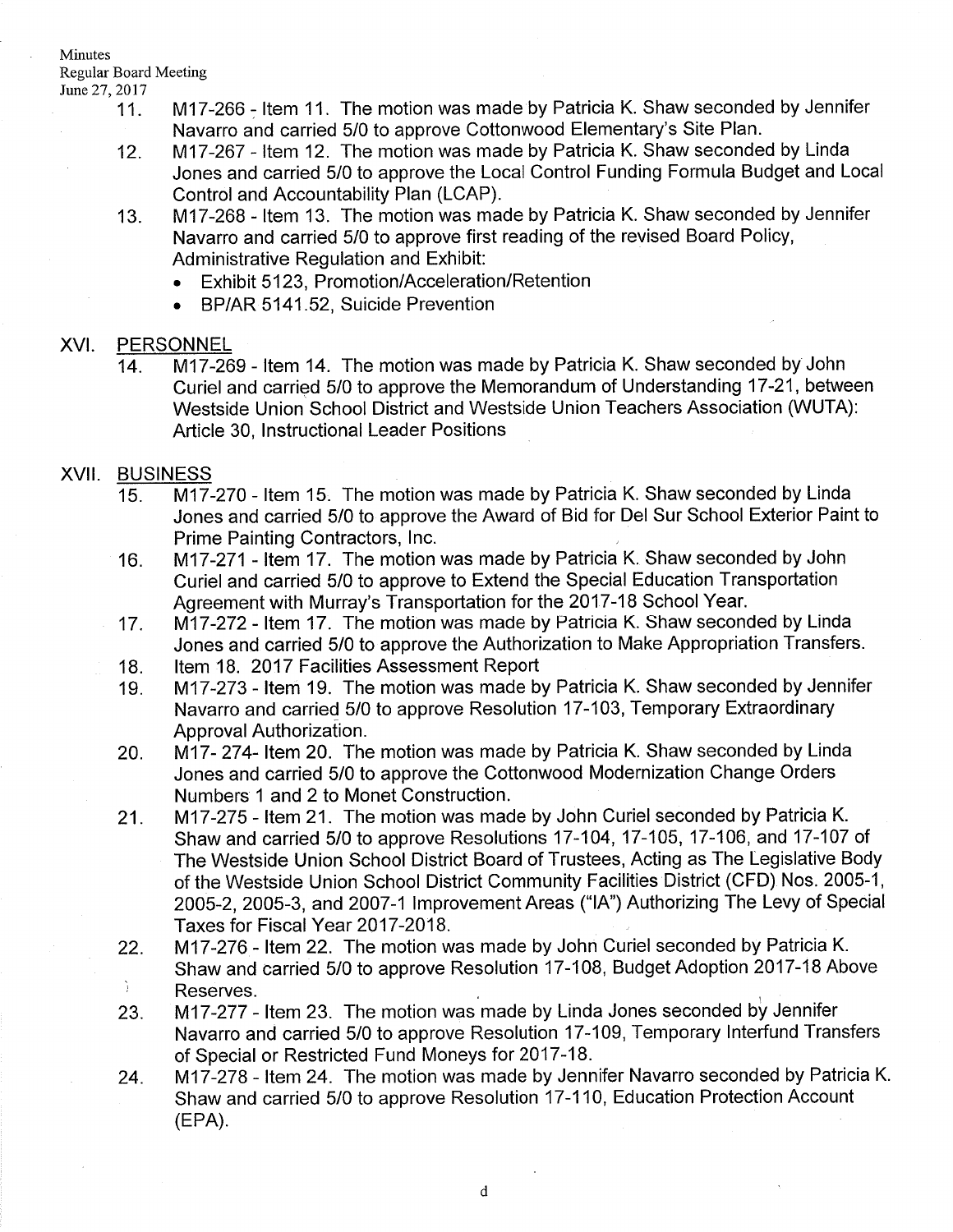11. M17-266 - Item 11. The motion was made by Patricia K. Shaw seconded by Jennifer Navarro and carried 5/0 to approve Cottonwood Elementary's Site Plan.
12. M17-267 - Item 12. The motion was made by Patricia K. Shaw seconded by Linda Jones and carried 5/0 to approve the Local Control Funding Formula Budget and Local Control and Accountability Plan (LCAP).
13. M17-268 - Item 13. The motion was made by Patricia K. Shaw seconded by Jennifer Navarro and carried 5/0 to approve first reading of the revised Board Policy, Administrative Regulation and Exhibit:
    - Exhibit 5123, Promotion/Acceleration/Retention
    - BP/AR 5141.52, Suicide Prevention

## XVI. PERSONNEL

14. M17-269 - Item 14. The motion was made by Patricia K. Shaw seconded by John Curiel and carried 5/0 to approve the Memorandum of Understanding 17-21, between Westside Union School District and Westside Union Teachers Association (WUTA): Article 30, Instructional Leader Positions

## XVII. BUSINESS

15. M17-270 - Item 15. The motion was made by Patricia K. Shaw seconded by Linda Jones and carried 5/0 to approve the Award of Bid for Del Sur School Exterior Paint to Prime Painting Contractors, Inc.
16. M17-271 - Item 17. The motion was made by Patricia K. Shaw seconded by John Curiel and carried 5/0 to approve to Extend the Special Education Transportation Agreement with Murray's Transportation for the 2017-18 School Year.
17. M17-272 - Item 17. The motion was made by Patricia K. Shaw seconded by Linda Jones and carried 5/0 to approve the Authorization to Make Appropriation Transfers.
18. Item 18. 2017 Facilities Assessment Report
19. M17-273 - Item 19. The motion was made by Patricia K. Shaw seconded by Jennifer Navarro and carried 5/0 to approve Resolution 17-103, Temporary Extraordinary Approval Authorization.
20. M17- 274- Item 20. The motion was made by Patricia K. Shaw seconded by Linda Jones and carried 5/0 to approve the Cottonwood Modernization Change Orders Numbers 1 and 2 to Monet Construction.
21. M17-275 - Item 21. The motion was made by John Curiel seconded by Patricia K. Shaw and carried 5/0 to approve Resolutions 17-104, 17-105, 17-106, and 17-107 of The Westside Union School District Board of Trustees, Acting as The Legislative Body of the Westside Union School District Community Facilities District (CFD) Nos. 2005-1, 2005-2, 2005-3, and 2007-1 Improvement Areas ("IA") Authorizing The Levy of Special Taxes for Fiscal Year 2017-2018.
22. M17-276 - Item 22. The motion was made by John Curiel seconded by Patricia K. Shaw and carried 5/0 to approve Resolution 17-108, Budget Adoption 2017-18 Above Reserves.
23. M17-277 - Item 23. The motion was made by Linda Jones seconded by Jennifer Navarro and carried 5/0 to approve Resolution 17-109, Temporary Interfund Transfers of Special or Restricted Fund Moneys for 2017-18.
24. M17-278 - Item 24. The motion was made by Jennifer Navarro seconded by Patricia K. Shaw and carried 5/0 to approve Resolution 17-110, Education Protection Account (EPA).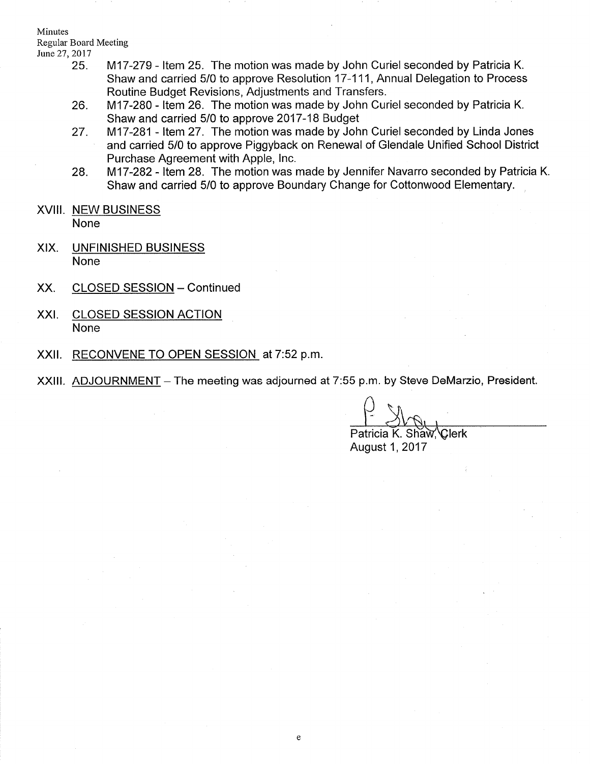25. M17-279 - Item 25. The motion was made by John Curiel seconded by Patricia K. Shaw and carried 5/0 to approve Resolution 17-111, Annual Delegation to Process Routine Budget Revisions, Adjustments and Transfers.
26. M17-280 - Item 26. The motion was made by John Curiel seconded by Patricia K. Shaw and carried 5/0 to approve 2017-18 Budget
27. M17-281 - Item 27. The motion was made by John Curiel seconded by Linda Jones and carried 5/0 to approve Piggyback on Renewal of Glendale Unified School District Purchase Agreement with Apple, Inc.
28. M17-282 - Item 28. The motion was made by Jennifer Navarro seconded by Patricia K. Shaw and carried 5/0 to approve Boundary Change for Cottonwood Elementary.

XVIII. NEW BUSINESS
None

XIX. UNFINISHED BUSINESS
None

XX. CLOSED SESSION – Continued

XXI. CLOSED SESSION ACTION
None

XXII. RECONVENE TO OPEN SESSION at 7:52 p.m.

XXIII. ADJOURNMENT – The meeting was adjourned at 7:55 p.m. by Steve DeMarzio, President.

Patricia K. Shaw, Clerk
August 1, 2017